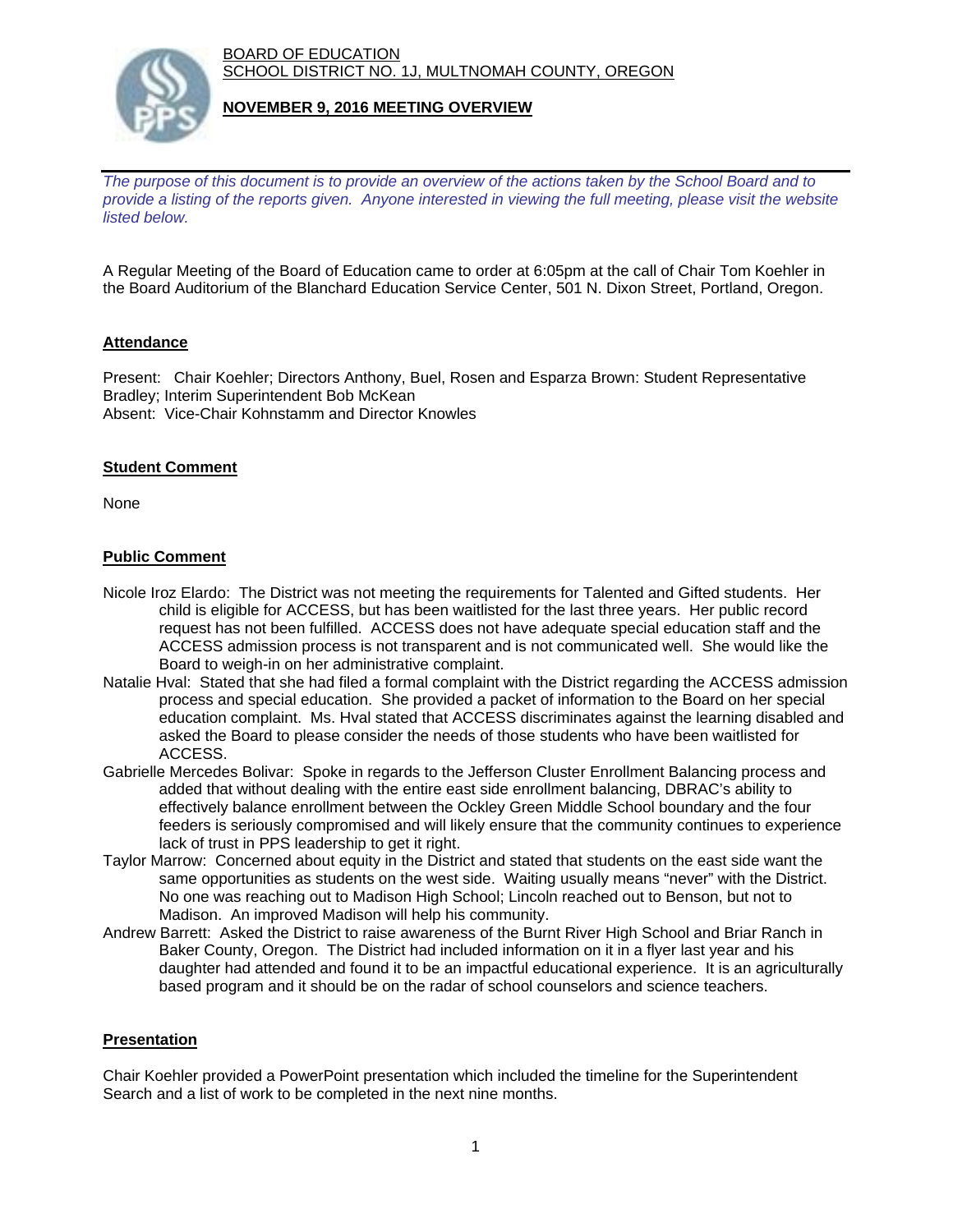BOARD OF EDUCATION
SCHOOL DISTRICT NO. 1J, MULTNOMAH COUNTY, OREGON

**NOVEMBER 9, 2016 MEETING OVERVIEW**

*The purpose of this document is to provide an overview of the actions taken by the School Board and to provide a listing of the reports given. Anyone interested in viewing the full meeting, please visit the website listed below.*

A Regular Meeting of the Board of Education came to order at 6:05pm at the call of Chair Tom Koehler in the Board Auditorium of the Blanchard Education Service Center, 501 N. Dixon Street, Portland, Oregon.

## Attendance

Present: Chair Koehler; Directors Anthony, Buel, Rosen and Esparza Brown: Student Representative Bradley; Interim Superintendent Bob McKean
Absent: Vice-Chair Kohnstamm and Director Knowles

## Student Comment

None

## Public Comment

Nicole Iroz Elardo: The District was not meeting the requirements for Talented and Gifted students. Her child is eligible for ACCESS, but has been waitlisted for the last three years. Her public record request has not been fulfilled. ACCESS does not have adequate special education staff and the ACCESS admission process is not transparent and is not communicated well. She would like the Board to weigh-in on her administrative complaint.

Natalie Hval: Stated that she had filed a formal complaint with the District regarding the ACCESS admission process and special education. She provided a packet of information to the Board on her special education complaint. Ms. Hval stated that ACCESS discriminates against the learning disabled and asked the Board to please consider the needs of those students who have been waitlisted for ACCESS.

Gabrielle Mercedes Bolivar: Spoke in regards to the Jefferson Cluster Enrollment Balancing process and added that without dealing with the entire east side enrollment balancing, DBRAC's ability to effectively balance enrollment between the Ockley Green Middle School boundary and the four feeders is seriously compromised and will likely ensure that the community continues to experience lack of trust in PPS leadership to get it right.

Taylor Marrow: Concerned about equity in the District and stated that students on the east side want the same opportunities as students on the west side. Waiting usually means "never" with the District. No one was reaching out to Madison High School; Lincoln reached out to Benson, but not to Madison. An improved Madison will help his community.

Andrew Barrett: Asked the District to raise awareness of the Burnt River High School and Briar Ranch in Baker County, Oregon. The District had included information on it in a flyer last year and his daughter had attended and found it to be an impactful educational experience. It is an agriculturally based program and it should be on the radar of school counselors and science teachers.

## Presentation

Chair Koehler provided a PowerPoint presentation which included the timeline for the Superintendent Search and a list of work to be completed in the next nine months.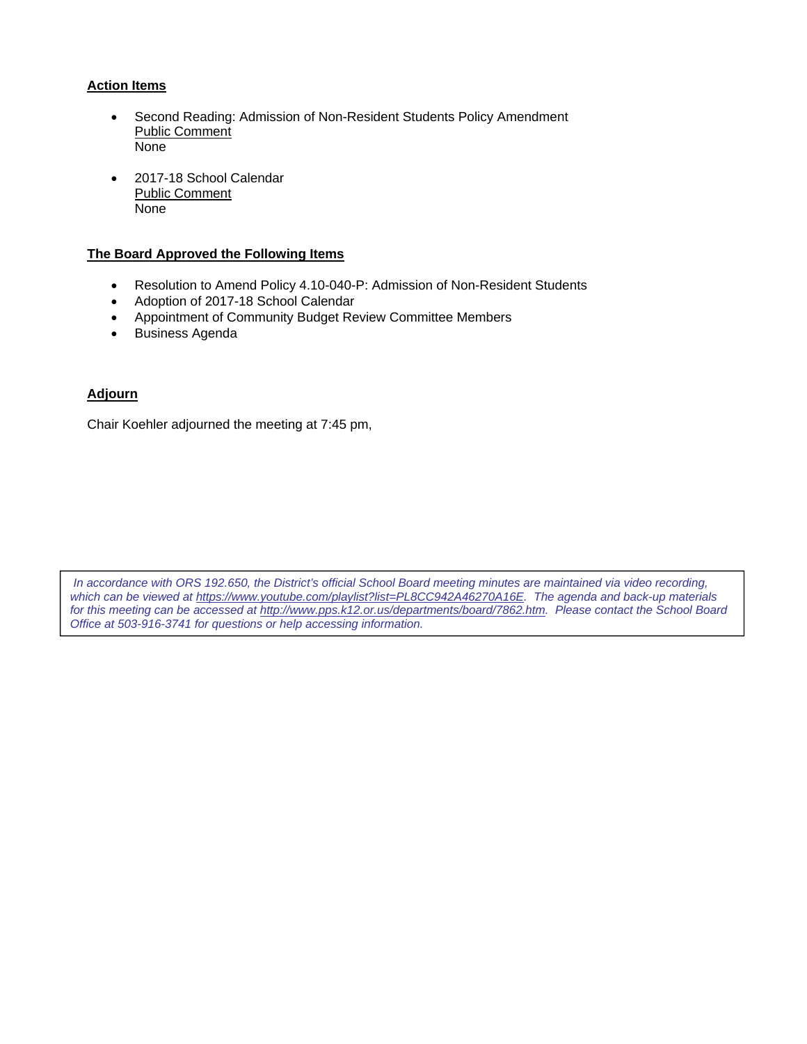**Action Items**

- Second Reading: Admission of Non-Resident Students Policy Amendment
  Public Comment
  None

- 2017-18 School Calendar
  Public Comment
  None

**The Board Approved the Following Items**

- Resolution to Amend Policy 4.10-040-P: Admission of Non-Resident Students
- Adoption of 2017-18 School Calendar
- Appointment of Community Budget Review Committee Members
- Business Agenda

**Adjourn**

Chair Koehler adjourned the meeting at 7:45 pm,

*In accordance with ORS 192.650, the District's official School Board meeting minutes are maintained via video recording, which can be viewed at https://www.youtube.com/playlist?list=PL8CC942A46270A16E. The agenda and back-up materials for this meeting can be accessed at http://www.pps.k12.or.us/departments/board/7862.htm. Please contact the School Board Office at 503-916-3741 for questions or help accessing information.*